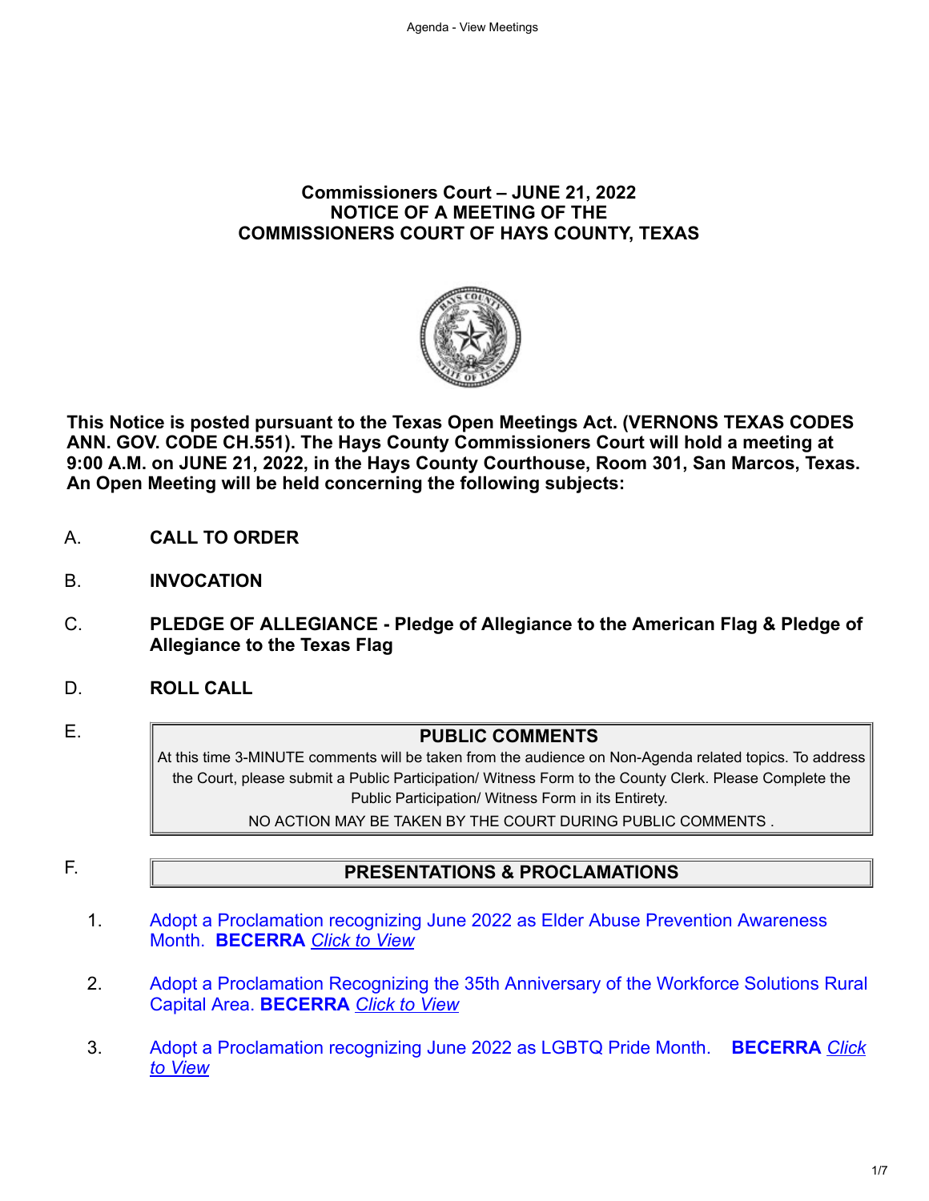## Commissioners Court – JUNE 21, 2022
## NOTICE OF A MEETING OF THE
## COMMISSIONERS COURT OF HAYS COUNTY, TEXAS

**This Notice is posted pursuant to the Texas Open Meetings Act. (VERNONS TEXAS CODES ANN. GOV. CODE CH.551). The Hays County Commissioners Court will hold a meeting at 9:00 A.M. on JUNE 21, 2022, in the Hays County Courthouse, Room 301, San Marcos, Texas. An Open Meeting will be held concerning the following subjects:**

A. **CALL TO ORDER**

B. **INVOCATION**

C. **PLEDGE OF ALLEGIANCE - Pledge of Allegiance to the American Flag & Pledge of Allegiance to the Texas Flag**

D. **ROLL CALL**

E. **PUBLIC COMMENTS**

At this time 3-MINUTE comments will be taken from the audience on Non-Agenda related topics. To address the Court, please submit a Public Participation/ Witness Form to the County Clerk. Please Complete the Public Participation/ Witness Form in its Entirety.

NO ACTION MAY BE TAKEN BY THE COURT DURING PUBLIC COMMENTS .

F. **PRESENTATIONS & PROCLAMATIONS**

1. Adopt a Proclamation recognizing June 2022 as Elder Abuse Prevention Awareness Month. **BECERRA** *Click to View*

2. Adopt a Proclamation Recognizing the 35th Anniversary of the Workforce Solutions Rural Capital Area. **BECERRA** *Click to View*

3. Adopt a Proclamation recognizing June 2022 as LGBTQ Pride Month. **BECERRA** *Click to View*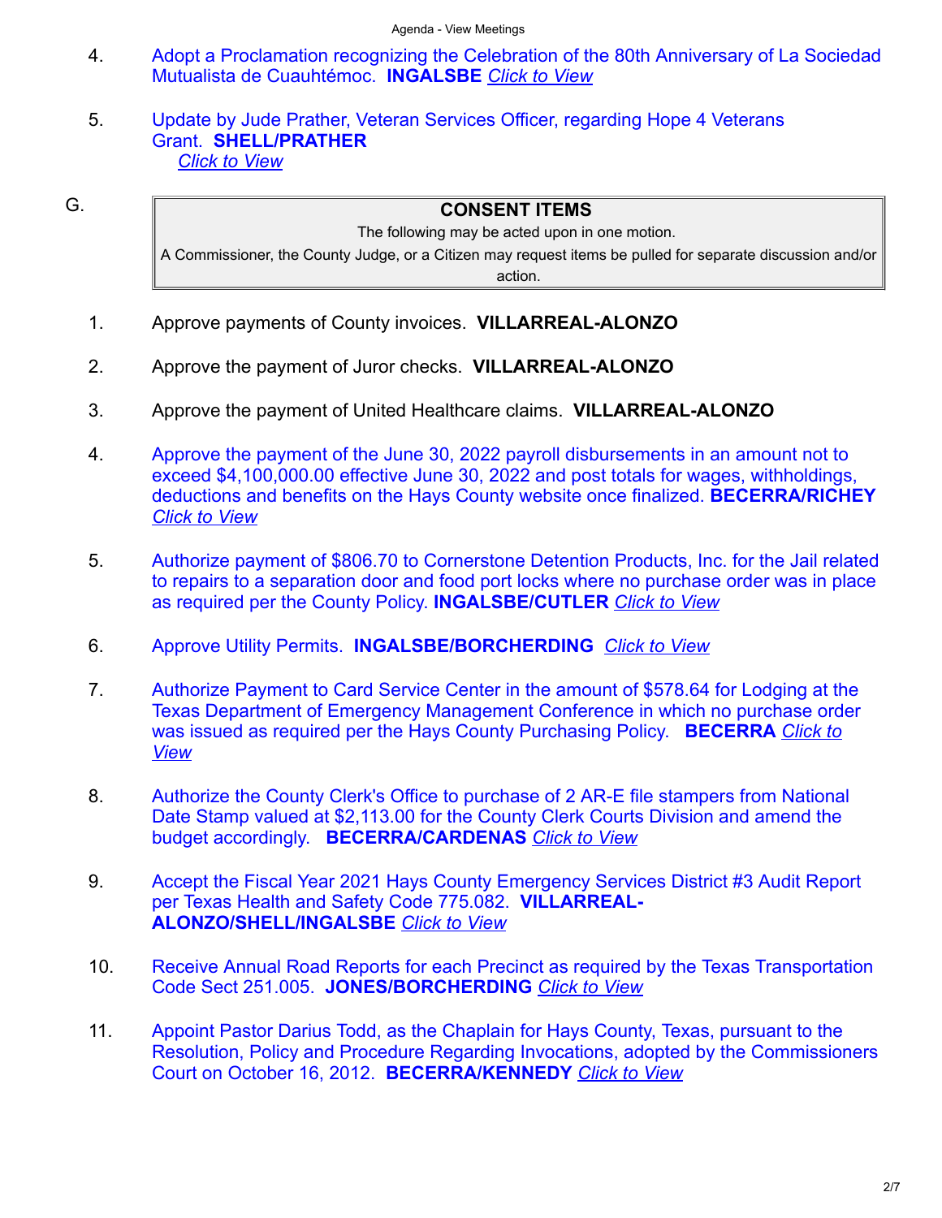4. Adopt a Proclamation recognizing the Celebration of the 80th Anniversary of La Sociedad Mutualista de Cuauhtémoc. **INGALSBE** *Click to View*

5. Update by Jude Prather, Veteran Services Officer, regarding Hope 4 Veterans Grant. **SHELL/PRATHER** *Click to View*

G.

## CONSENT ITEMS

The following may be acted upon in one motion.
A Commissioner, the County Judge, or a Citizen may request items be pulled for separate discussion and/or action.

1. Approve payments of County invoices. **VILLARREAL-ALONZO**

2. Approve the payment of Juror checks. **VILLARREAL-ALONZO**

3. Approve the payment of United Healthcare claims. **VILLARREAL-ALONZO**

4. Approve the payment of the June 30, 2022 payroll disbursements in an amount not to exceed $4,100,000.00 effective June 30, 2022 and post totals for wages, withholdings, deductions and benefits on the Hays County website once finalized. **BECERRA/RICHEY** *Click to View*

5. Authorize payment of $806.70 to Cornerstone Detention Products, Inc. for the Jail related to repairs to a separation door and food port locks where no purchase order was in place as required per the County Policy. **INGALSBE/CUTLER** *Click to View*

6. Approve Utility Permits. **INGALSBE/BORCHERDING** *Click to View*

7. Authorize Payment to Card Service Center in the amount of $578.64 for Lodging at the Texas Department of Emergency Management Conference in which no purchase order was issued as required per the Hays County Purchasing Policy. **BECERRA** *Click to View*

8. Authorize the County Clerk's Office to purchase of 2 AR-E file stampers from National Date Stamp valued at $2,113.00 for the County Clerk Courts Division and amend the budget accordingly. **BECERRA/CARDENAS** *Click to View*

9. Accept the Fiscal Year 2021 Hays County Emergency Services District #3 Audit Report per Texas Health and Safety Code 775.082. **VILLARREAL-ALONZO/SHELL/INGALSBE** *Click to View*

10. Receive Annual Road Reports for each Precinct as required by the Texas Transportation Code Sect 251.005. **JONES/BORCHERDING** *Click to View*

11. Appoint Pastor Darius Todd, as the Chaplain for Hays County, Texas, pursuant to the Resolution, Policy and Procedure Regarding Invocations, adopted by the Commissioners Court on October 16, 2012. **BECERRA/KENNEDY** *Click to View*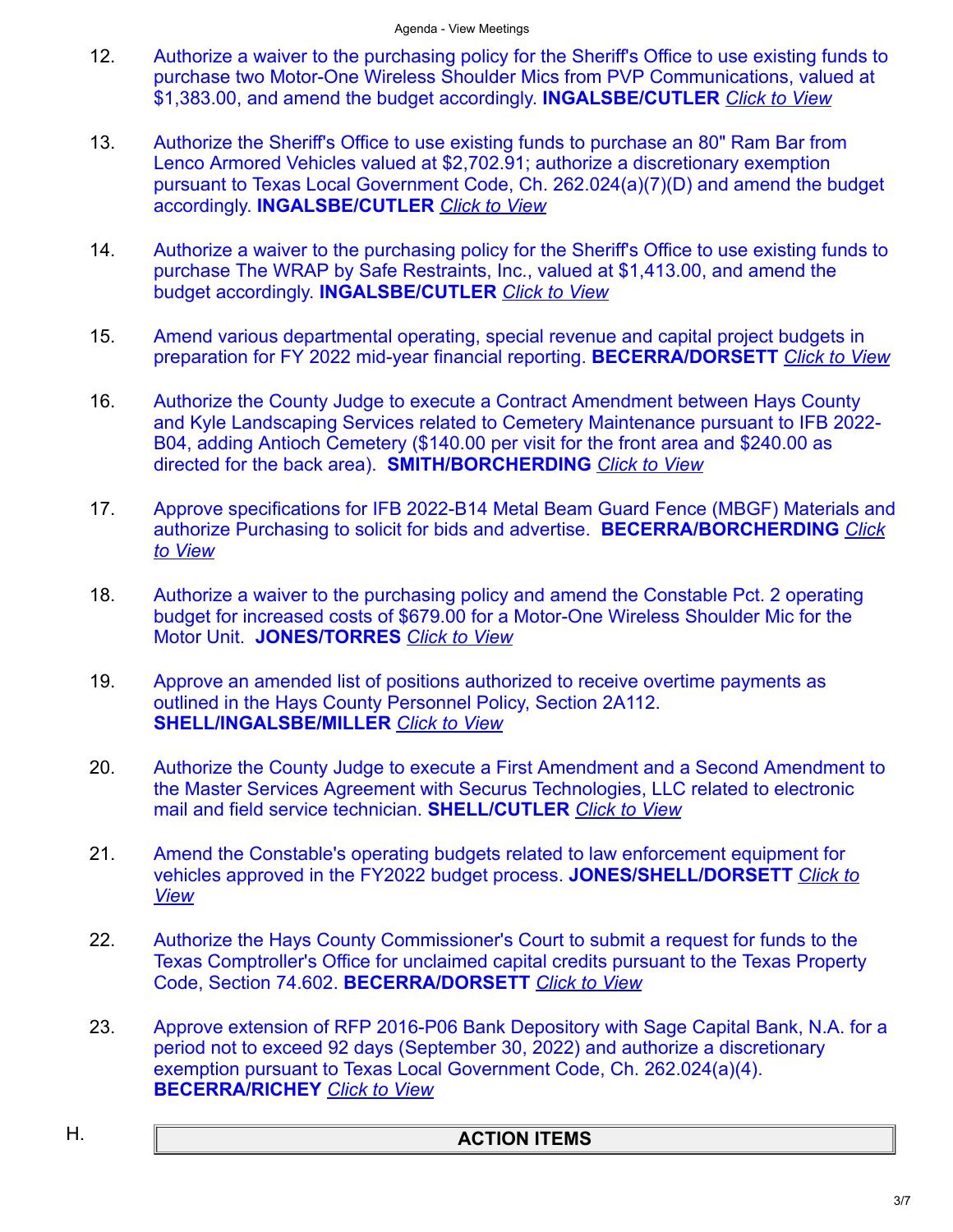12. Authorize a waiver to the purchasing policy for the Sheriff's Office to use existing funds to purchase two Motor-One Wireless Shoulder Mics from PVP Communications, valued at $1,383.00, and amend the budget accordingly. **INGALSBE/CUTLER** _Click to View_

13. Authorize the Sheriff's Office to use existing funds to purchase an 80" Ram Bar from Lenco Armored Vehicles valued at $2,702.91; authorize a discretionary exemption pursuant to Texas Local Government Code, Ch. 262.024(a)(7)(D) and amend the budget accordingly. **INGALSBE/CUTLER** _Click to View_

14. Authorize a waiver to the purchasing policy for the Sheriff's Office to use existing funds to purchase The WRAP by Safe Restraints, Inc., valued at $1,413.00, and amend the budget accordingly. **INGALSBE/CUTLER** _Click to View_

15. Amend various departmental operating, special revenue and capital project budgets in preparation for FY 2022 mid-year financial reporting. **BECERRA/DORSETT** _Click to View_

16. Authorize the County Judge to execute a Contract Amendment between Hays County and Kyle Landscaping Services related to Cemetery Maintenance pursuant to IFB 2022-B04, adding Antioch Cemetery ($140.00 per visit for the front area and $240.00 as directed for the back area). **SMITH/BORCHERDING** _Click to View_

17. Approve specifications for IFB 2022-B14 Metal Beam Guard Fence (MBGF) Materials and authorize Purchasing to solicit for bids and advertise. **BECERRA/BORCHERDING** _Click to View_

18. Authorize a waiver to the purchasing policy and amend the Constable Pct. 2 operating budget for increased costs of $679.00 for a Motor-One Wireless Shoulder Mic for the Motor Unit. **JONES/TORRES** _Click to View_

19. Approve an amended list of positions authorized to receive overtime payments as outlined in the Hays County Personnel Policy, Section 2A112. **SHELL/INGALSBE/MILLER** _Click to View_

20. Authorize the County Judge to execute a First Amendment and a Second Amendment to the Master Services Agreement with Securus Technologies, LLC related to electronic mail and field service technician. **SHELL/CUTLER** _Click to View_

21. Amend the Constable's operating budgets related to law enforcement equipment for vehicles approved in the FY2022 budget process. **JONES/SHELL/DORSETT** _Click to View_

22. Authorize the Hays County Commissioner's Court to submit a request for funds to the Texas Comptroller's Office for unclaimed capital credits pursuant to the Texas Property Code, Section 74.602. **BECERRA/DORSETT** _Click to View_

23. Approve extension of RFP 2016-P06 Bank Depository with Sage Capital Bank, N.A. for a period not to exceed 92 days (September 30, 2022) and authorize a discretionary exemption pursuant to Texas Local Government Code, Ch. 262.024(a)(4). **BECERRA/RICHEY** _Click to View_

## H. ACTION ITEMS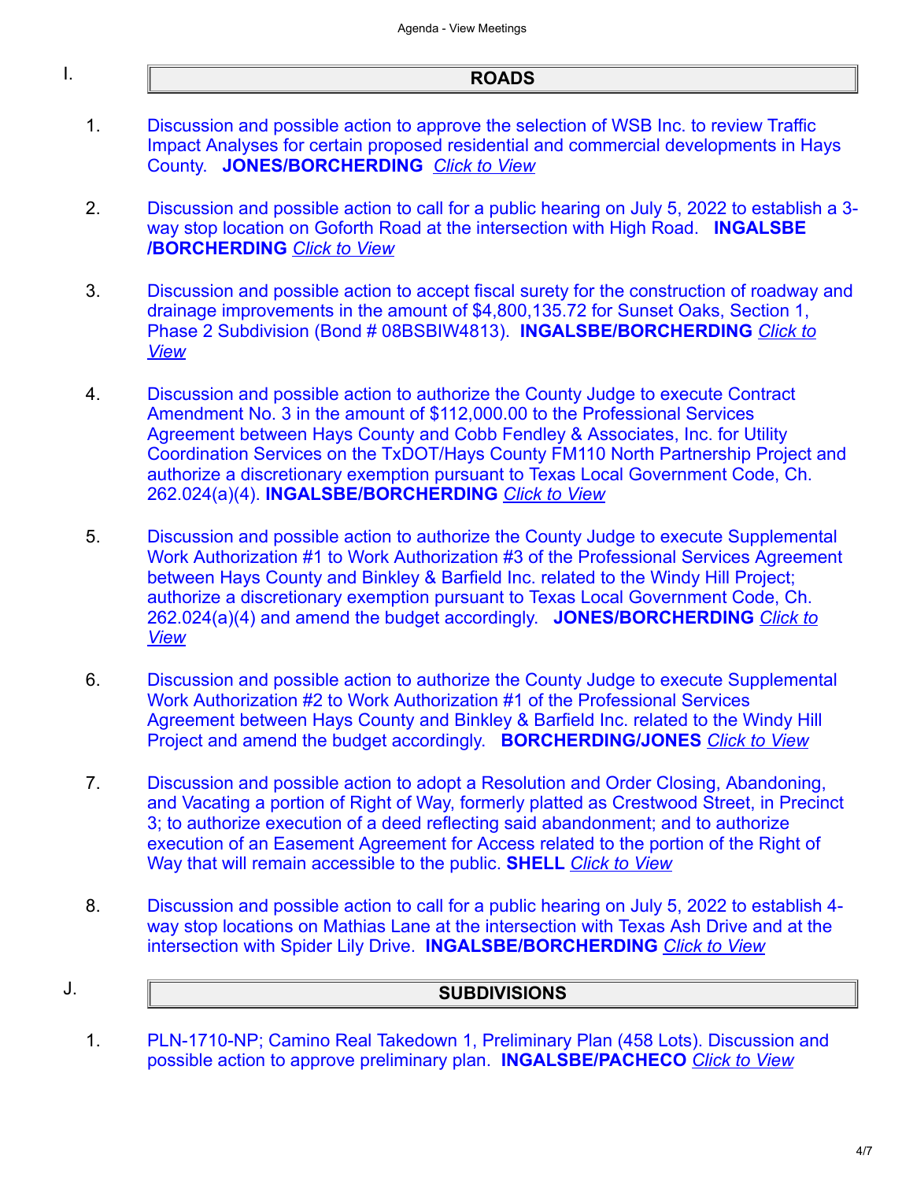## I. ROADS

1. Discussion and possible action to approve the selection of WSB Inc. to review Traffic Impact Analyses for certain proposed residential and commercial developments in Hays County. **JONES/BORCHERDING** *Click to View*

2. Discussion and possible action to call for a public hearing on July 5, 2022 to establish a 3-way stop location on Goforth Road at the intersection with High Road. **INGALSBE /BORCHERDING** *Click to View*

3. Discussion and possible action to accept fiscal surety for the construction of roadway and drainage improvements in the amount of $4,800,135.72 for Sunset Oaks, Section 1, Phase 2 Subdivision (Bond # 08BSBIW4813). **INGALSBE/BORCHERDING** *Click to View*

4. Discussion and possible action to authorize the County Judge to execute Contract Amendment No. 3 in the amount of $112,000.00 to the Professional Services Agreement between Hays County and Cobb Fendley & Associates, Inc. for Utility Coordination Services on the TxDOT/Hays County FM110 North Partnership Project and authorize a discretionary exemption pursuant to Texas Local Government Code, Ch. 262.024(a)(4). **INGALSBE/BORCHERDING** *Click to View*

5. Discussion and possible action to authorize the County Judge to execute Supplemental Work Authorization #1 to Work Authorization #3 of the Professional Services Agreement between Hays County and Binkley & Barfield Inc. related to the Windy Hill Project; authorize a discretionary exemption pursuant to Texas Local Government Code, Ch. 262.024(a)(4) and amend the budget accordingly. **JONES/BORCHERDING** *Click to View*

6. Discussion and possible action to authorize the County Judge to execute Supplemental Work Authorization #2 to Work Authorization #1 of the Professional Services Agreement between Hays County and Binkley & Barfield Inc. related to the Windy Hill Project and amend the budget accordingly. **BORCHERDING/JONES** *Click to View*

7. Discussion and possible action to adopt a Resolution and Order Closing, Abandoning, and Vacating a portion of Right of Way, formerly platted as Crestwood Street, in Precinct 3; to authorize execution of a deed reflecting said abandonment; and to authorize execution of an Easement Agreement for Access related to the portion of the Right of Way that will remain accessible to the public. **SHELL** *Click to View*

8. Discussion and possible action to call for a public hearing on July 5, 2022 to establish 4-way stop locations on Mathias Lane at the intersection with Texas Ash Drive and at the intersection with Spider Lily Drive. **INGALSBE/BORCHERDING** *Click to View*

## J. SUBDIVISIONS

1. PLN-1710-NP; Camino Real Takedown 1, Preliminary Plan (458 Lots). Discussion and possible action to approve preliminary plan. **INGALSBE/PACHECO** *Click to View*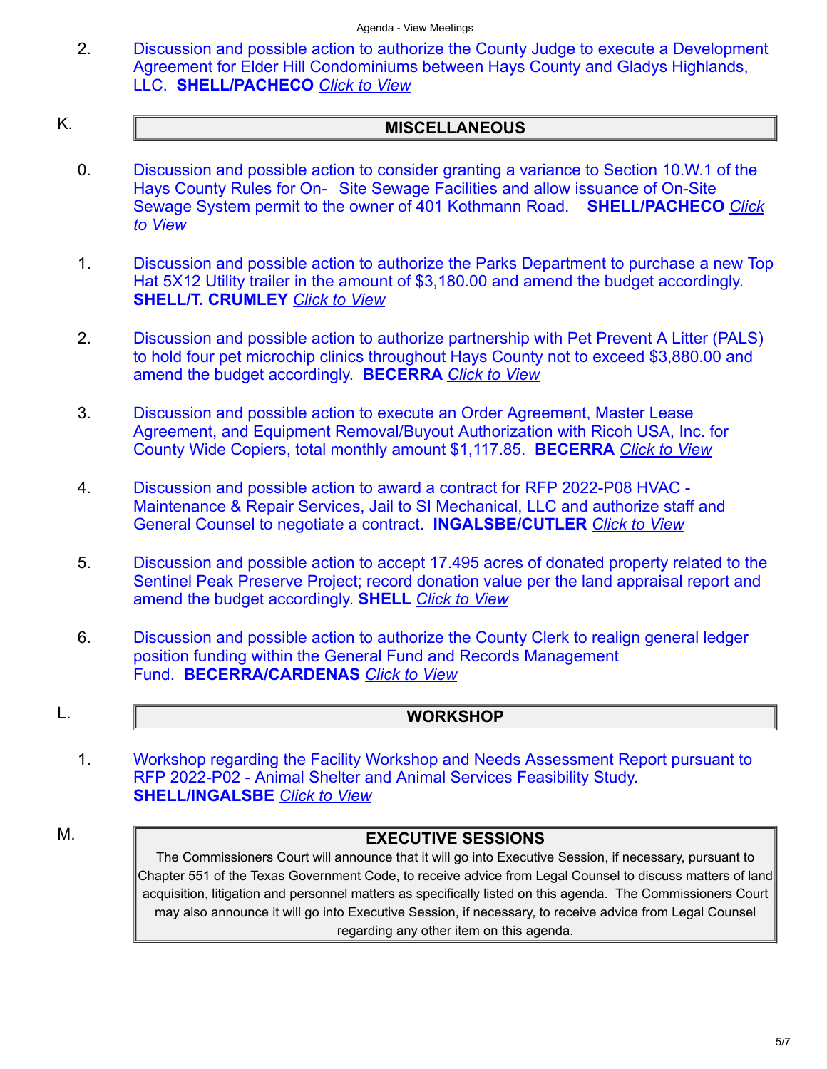2. Discussion and possible action to authorize the County Judge to execute a Development Agreement for Elder Hill Condominiums between Hays County and Gladys Highlands, LLC. **SHELL/PACHECO** *Click to View*

## K. MISCELLANEOUS

0. Discussion and possible action to consider granting a variance to Section 10.W.1 of the Hays County Rules for On- Site Sewage Facilities and allow issuance of On-Site Sewage System permit to the owner of 401 Kothmann Road. **SHELL/PACHECO** *Click to View*

1. Discussion and possible action to authorize the Parks Department to purchase a new Top Hat 5X12 Utility trailer in the amount of $3,180.00 and amend the budget accordingly. **SHELL/T. CRUMLEY** *Click to View*

2. Discussion and possible action to authorize partnership with Pet Prevent A Litter (PALS) to hold four pet microchip clinics throughout Hays County not to exceed $3,880.00 and amend the budget accordingly. **BECERRA** *Click to View*

3. Discussion and possible action to execute an Order Agreement, Master Lease Agreement, and Equipment Removal/Buyout Authorization with Ricoh USA, Inc. for County Wide Copiers, total monthly amount $1,117.85. **BECERRA** *Click to View*

4. Discussion and possible action to award a contract for RFP 2022-P08 HVAC - Maintenance & Repair Services, Jail to SI Mechanical, LLC and authorize staff and General Counsel to negotiate a contract. **INGALSBE/CUTLER** *Click to View*

5. Discussion and possible action to accept 17.495 acres of donated property related to the Sentinel Peak Preserve Project; record donation value per the land appraisal report and amend the budget accordingly. **SHELL** *Click to View*

6. Discussion and possible action to authorize the County Clerk to realign general ledger position funding within the General Fund and Records Management Fund. **BECERRA/CARDENAS** *Click to View*

## L. WORKSHOP

1. Workshop regarding the Facility Workshop and Needs Assessment Report pursuant to RFP 2022-P02 - Animal Shelter and Animal Services Feasibility Study. **SHELL/INGALSBE** *Click to View*

## M. EXECUTIVE SESSIONS

The Commissioners Court will announce that it will go into Executive Session, if necessary, pursuant to Chapter 551 of the Texas Government Code, to receive advice from Legal Counsel to discuss matters of land acquisition, litigation and personnel matters as specifically listed on this agenda. The Commissioners Court may also announce it will go into Executive Session, if necessary, to receive advice from Legal Counsel regarding any other item on this agenda.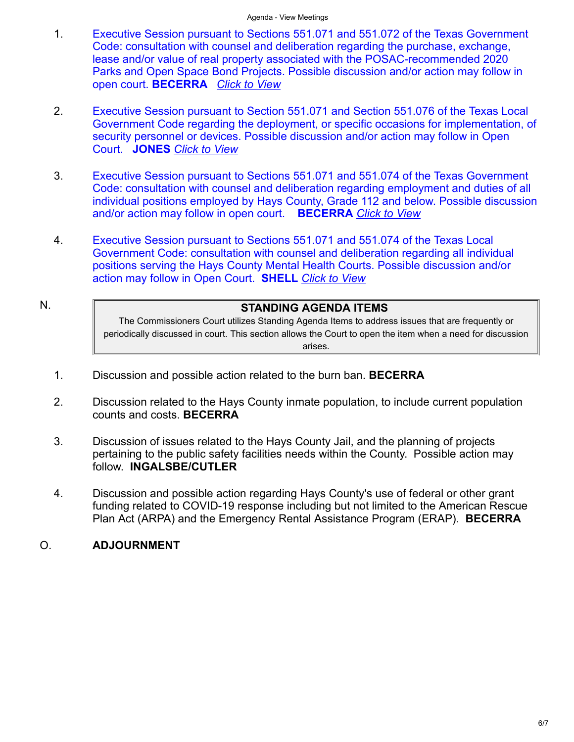1. Executive Session pursuant to Sections 551.071 and 551.072 of the Texas Government Code: consultation with counsel and deliberation regarding the purchase, exchange, lease and/or value of real property associated with the POSAC-recommended 2020 Parks and Open Space Bond Projects. Possible discussion and/or action may follow in open court. **BECERRA** *Click to View*

2. Executive Session pursuant to Section 551.071 and Section 551.076 of the Texas Local Government Code regarding the deployment, or specific occasions for implementation, of security personnel or devices. Possible discussion and/or action may follow in Open Court. **JONES** *Click to View*

3. Executive Session pursuant to Sections 551.071 and 551.074 of the Texas Government Code: consultation with counsel and deliberation regarding employment and duties of all individual positions employed by Hays County, Grade 112 and below. Possible discussion and/or action may follow in open court. **BECERRA** *Click to View*

4. Executive Session pursuant to Sections 551.071 and 551.074 of the Texas Local Government Code: consultation with counsel and deliberation regarding all individual positions serving the Hays County Mental Health Courts. Possible discussion and/or action may follow in Open Court. **SHELL** *Click to View*

## N. STANDING AGENDA ITEMS

The Commissioners Court utilizes Standing Agenda Items to address issues that are frequently or periodically discussed in court. This section allows the Court to open the item when a need for discussion arises.

1. Discussion and possible action related to the burn ban. **BECERRA**

2. Discussion related to the Hays County inmate population, to include current population counts and costs. **BECERRA**

3. Discussion of issues related to the Hays County Jail, and the planning of projects pertaining to the public safety facilities needs within the County. Possible action may follow. **INGALSBE/CUTLER**

4. Discussion and possible action regarding Hays County's use of federal or other grant funding related to COVID-19 response including but not limited to the American Rescue Plan Act (ARPA) and the Emergency Rental Assistance Program (ERAP). **BECERRA**

## O. ADJOURNMENT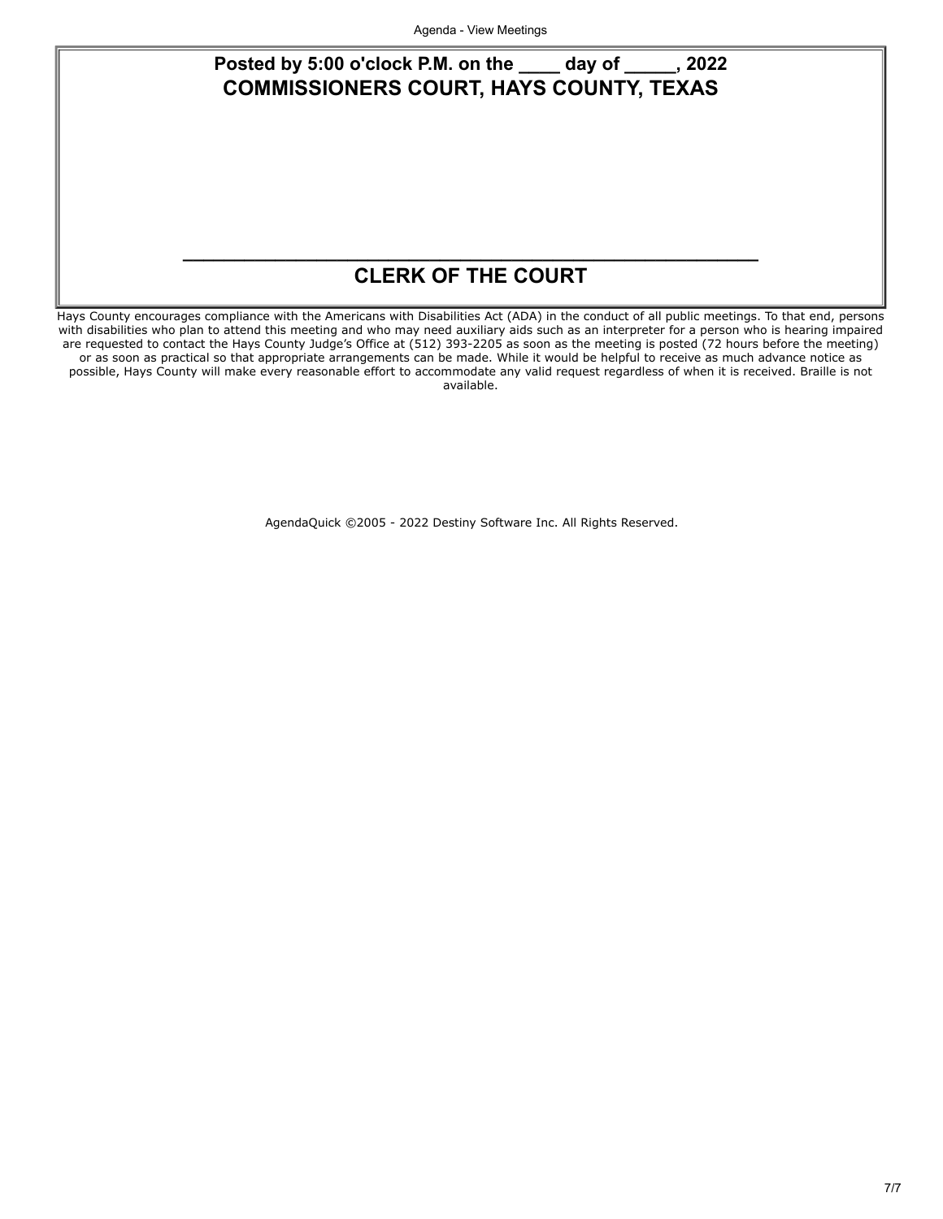**Posted by 5:00 o'clock P.M. on the ____ day of _____, 2022**

**COMMISSIONERS COURT, HAYS COUNTY, TEXAS**

**_______________________________________________**

**CLERK OF THE COURT**

Hays County encourages compliance with the Americans with Disabilities Act (ADA) in the conduct of all public meetings. To that end, persons with disabilities who plan to attend this meeting and who may need auxiliary aids such as an interpreter for a person who is hearing impaired are requested to contact the Hays County Judge's Office at (512) 393-2205 as soon as the meeting is posted (72 hours before the meeting) or as soon as practical so that appropriate arrangements can be made. While it would be helpful to receive as much advance notice as possible, Hays County will make every reasonable effort to accommodate any valid request regardless of when it is received. Braille is not available.

AgendaQuick ©2005 - 2022 Destiny Software Inc. All Rights Reserved.